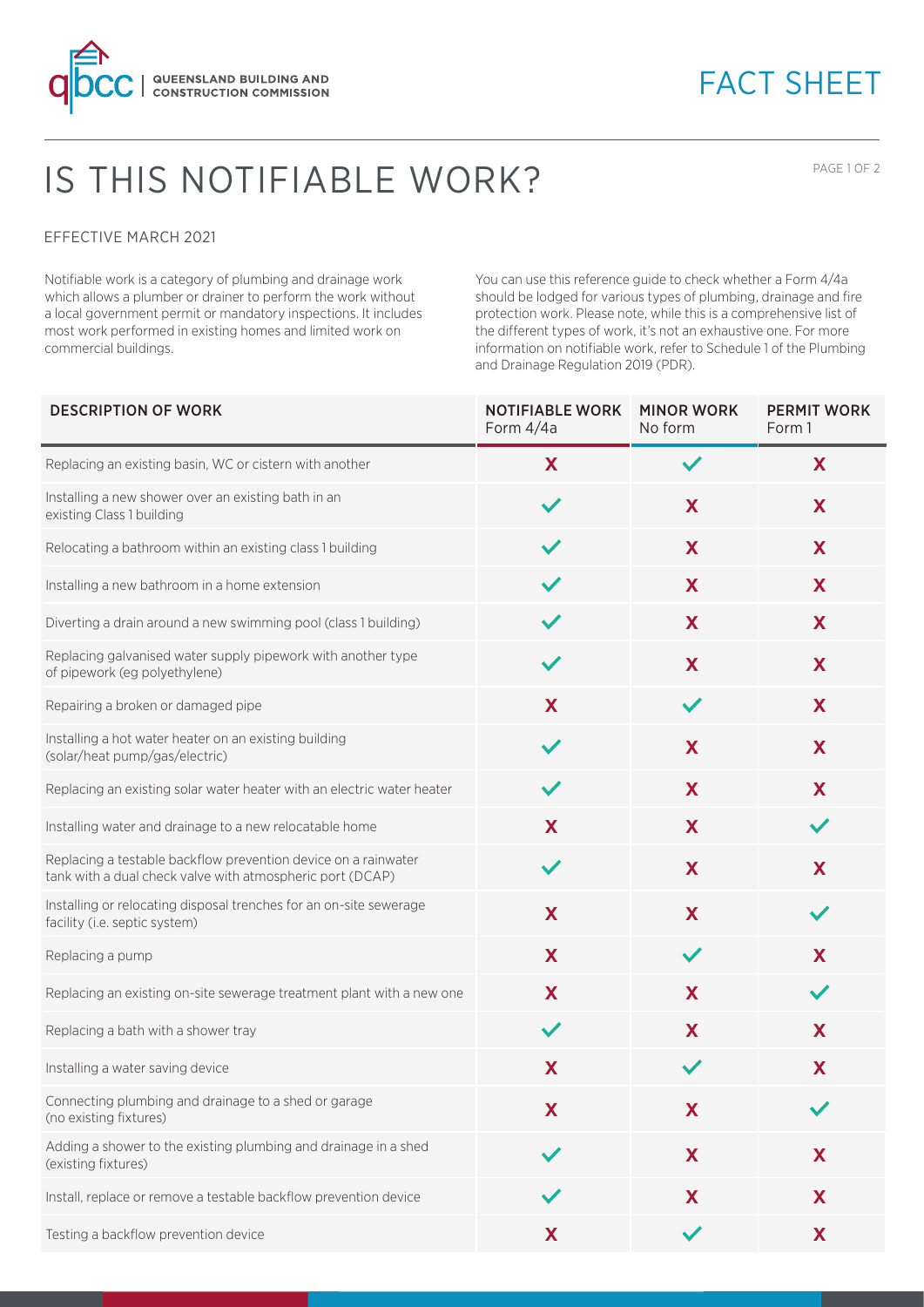# IS THIS NOTIFIABLE WORK?

EFFECTIVE MARCH 2021

Notifiable work is a category of plumbing and drainage work which allows a plumber or drainer to perform the work without a local government permit or mandatory inspections. It includes most work performed in existing homes and limited work on commercial buildings.

You can use this reference guide to check whether a Form 4/4a should be lodged for various types of plumbing, drainage and fire protection work. Please note, while this is a comprehensive list of the different types of work, it's not an exhaustive one. For more information on notifiable work, refer to Schedule 1 of the Plumbing and Drainage Regulation 2019 (PDR).

| DESCRIPTION OF WORK | NOTIFIABLE WORK Form 4/4a | MINOR WORK No form | PERMIT WORK Form 1 |
|---|---|---|---|
| Replacing an existing basin, WC or cistern with another | X | ✓ | X |
| Installing a new shower over an existing bath in an existing Class 1 building | ✓ | X | X |
| Relocating a bathroom within an existing class 1 building | ✓ | X | X |
| Installing a new bathroom in a home extension | ✓ | X | X |
| Diverting a drain around a new swimming pool (class 1 building) | ✓ | X | X |
| Replacing galvanised water supply pipework with another type of pipework (eg polyethylene) | ✓ | X | X |
| Repairing a broken or damaged pipe | X | ✓ | X |
| Installing a hot water heater on an existing building (solar/heat pump/gas/electric) | ✓ | X | X |
| Replacing an existing solar water heater with an electric water heater | ✓ | X | X |
| Installing water and drainage to a new relocatable home | X | X | ✓ |
| Replacing a testable backflow prevention device on a rainwater tank with a dual check valve with atmospheric port (DCAP) | ✓ | X | X |
| Installing or relocating disposal trenches for an on-site sewerage facility (i.e. septic system) | X | X | ✓ |
| Replacing a pump | X | ✓ | X |
| Replacing an existing on-site sewerage treatment plant with a new one | X | X | ✓ |
| Replacing a bath with a shower tray | ✓ | X | X |
| Installing a water saving device | X | ✓ | X |
| Connecting plumbing and drainage to a shed or garage (no existing fixtures) | X | X | ✓ |
| Adding a shower to the existing plumbing and drainage in a shed (existing fixtures) | ✓ | X | X |
| Install, replace or remove a testable backflow prevention device | ✓ | X | X |
| Testing a backflow prevention device | X | ✓ | X |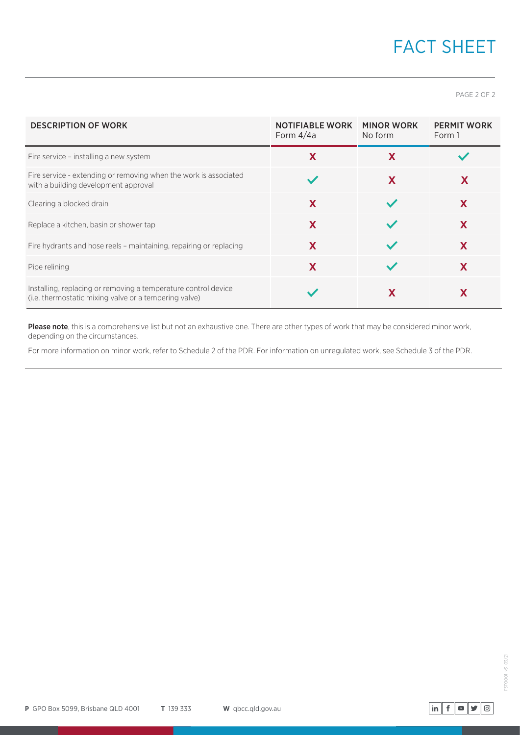| DESCRIPTION OF WORK | NOTIFIABLE WORK Form 4/4a | MINOR WORK No form | PERMIT WORK Form 1 |
|---|---|---|---|
| Fire service – installing a new system | X | X | ✓ |
| Fire service - extending or removing when the work is associated with a building development approval | ✓ | X | X |
| Clearing a blocked drain | X | ✓ | X |
| Replace a kitchen, basin or shower tap | X | ✓ | X |
| Fire hydrants and hose reels – maintaining, repairing or replacing | X | ✓ | X |
| Pipe relining | X | ✓ | X |
| Installing, replacing or removing a temperature control device (i.e. thermostatic mixing valve or a tempering valve) | ✓ | X | X |

**Please note**, this is a comprehensive list but not an exhaustive one. There are other types of work that may be considered minor work, depending on the circumstances.

For more information on minor work, refer to Schedule 2 of the PDR. For information on unregulated work, see Schedule 3 of the PDR.

**P** GPO Box 5099, Brisbane QLD 4001 **T** 139 333 **W** qbcc.qld.gov.au